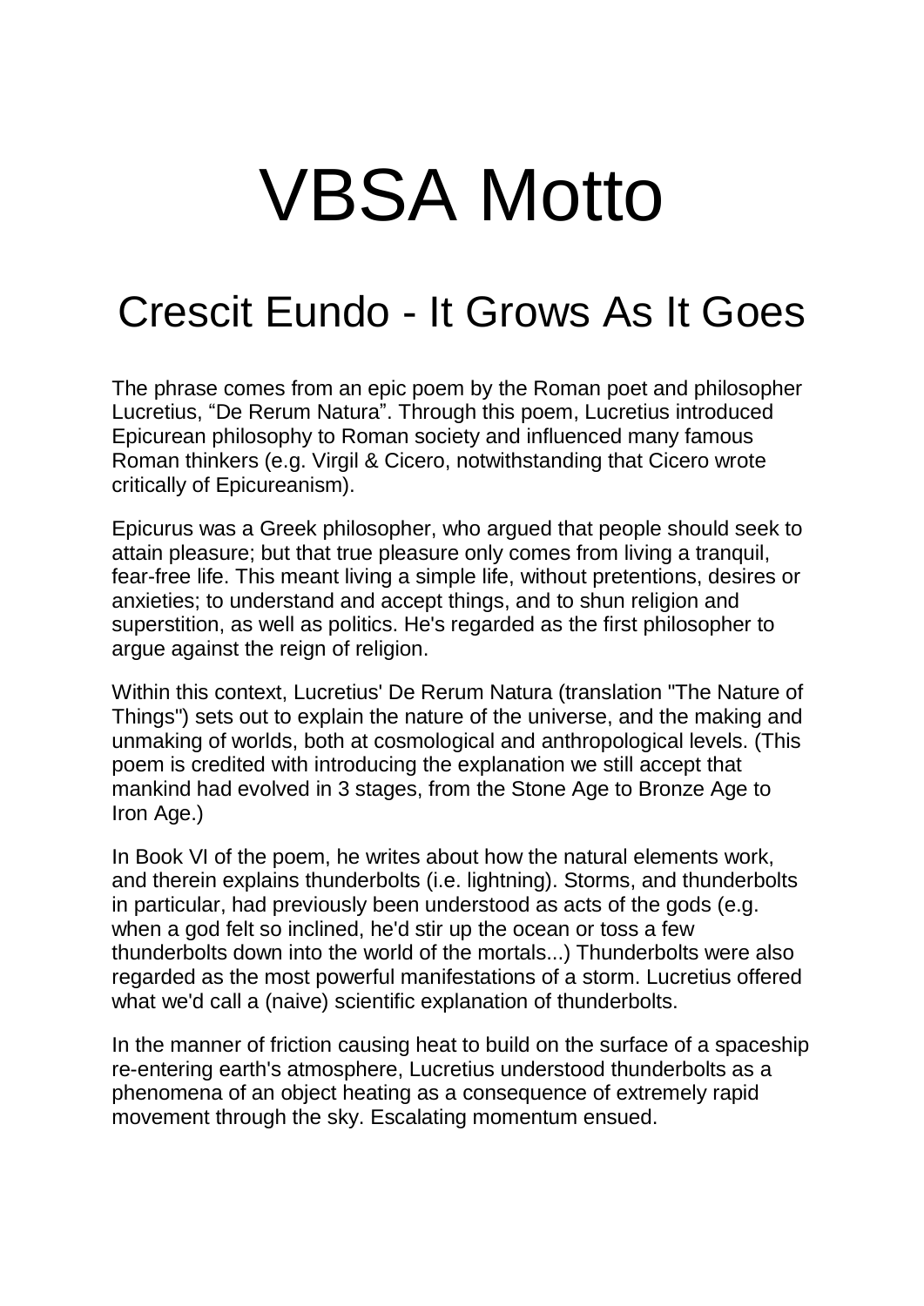# VBSA Motto

## Crescit Eundo - It Grows As It Goes

The phrase comes from an epic poem by the Roman poet and philosopher Lucretius, “De Rerum Natura”. Through this poem, Lucretius introduced Epicurean philosophy to Roman society and influenced many famous Roman thinkers (e.g. Virgil & Cicero, notwithstanding that Cicero wrote critically of Epicureanism).

Epicurus was a Greek philosopher, who argued that people should seek to attain pleasure; but that true pleasure only comes from living a tranquil, fear-free life. This meant living a simple life, without pretentions, desires or anxieties; to understand and accept things, and to shun religion and superstition, as well as politics. He's regarded as the first philosopher to argue against the reign of religion.

Within this context, Lucretius' De Rerum Natura (translation "The Nature of Things") sets out to explain the nature of the universe, and the making and unmaking of worlds, both at cosmological and anthropological levels. (This poem is credited with introducing the explanation we still accept that mankind had evolved in 3 stages, from the Stone Age to Bronze Age to Iron Age.)

In Book VI of the poem, he writes about how the natural elements work, and therein explains thunderbolts (i.e. lightning). Storms, and thunderbolts in particular, had previously been understood as acts of the gods (e.g. when a god felt so inclined, he'd stir up the ocean or toss a few thunderbolts down into the world of the mortals...) Thunderbolts were also regarded as the most powerful manifestations of a storm. Lucretius offered what we'd call a (naive) scientific explanation of thunderbolts.

In the manner of friction causing heat to build on the surface of a spaceship re-entering earth's atmosphere, Lucretius understood thunderbolts as a phenomena of an object heating as a consequence of extremely rapid movement through the sky. Escalating momentum ensued.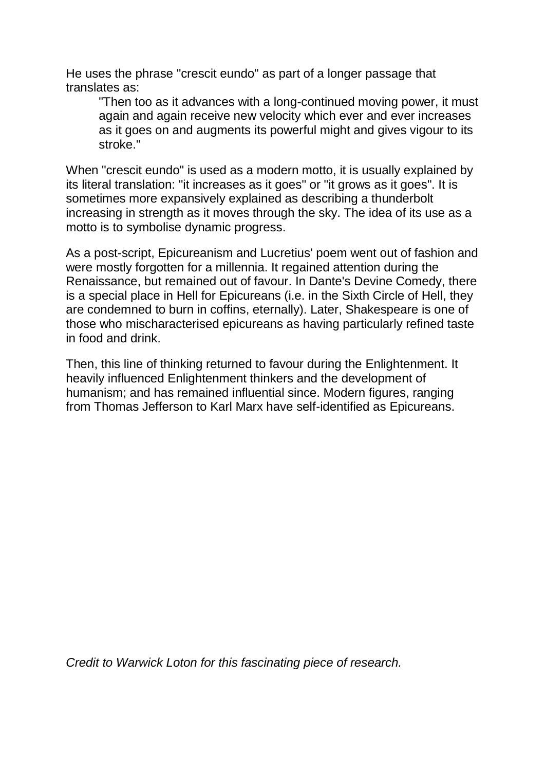He uses the phrase "crescit eundo" as part of a longer passage that translates as:

> "Then too as it advances with a long-continued moving power, it must again and again receive new velocity which ever and ever increases as it goes on and augments its powerful might and gives vigour to its stroke."

When "crescit eundo" is used as a modern motto, it is usually explained by its literal translation: "it increases as it goes" or "it grows as it goes". It is sometimes more expansively explained as describing a thunderbolt increasing in strength as it moves through the sky. The idea of its use as a motto is to symbolise dynamic progress.

As a post-script, Epicureanism and Lucretius' poem went out of fashion and were mostly forgotten for a millennia. It regained attention during the Renaissance, but remained out of favour. In Dante's Devine Comedy, there is a special place in Hell for Epicureans (i.e. in the Sixth Circle of Hell, they are condemned to burn in coffins, eternally). Later, Shakespeare is one of those who mischaracterised epicureans as having particularly refined taste in food and drink.

Then, this line of thinking returned to favour during the Enlightenment. It heavily influenced Enlightenment thinkers and the development of humanism; and has remained influential since. Modern figures, ranging from Thomas Jefferson to Karl Marx have self-identified as Epicureans.

*Credit to Warwick Loton for this fascinating piece of research.*